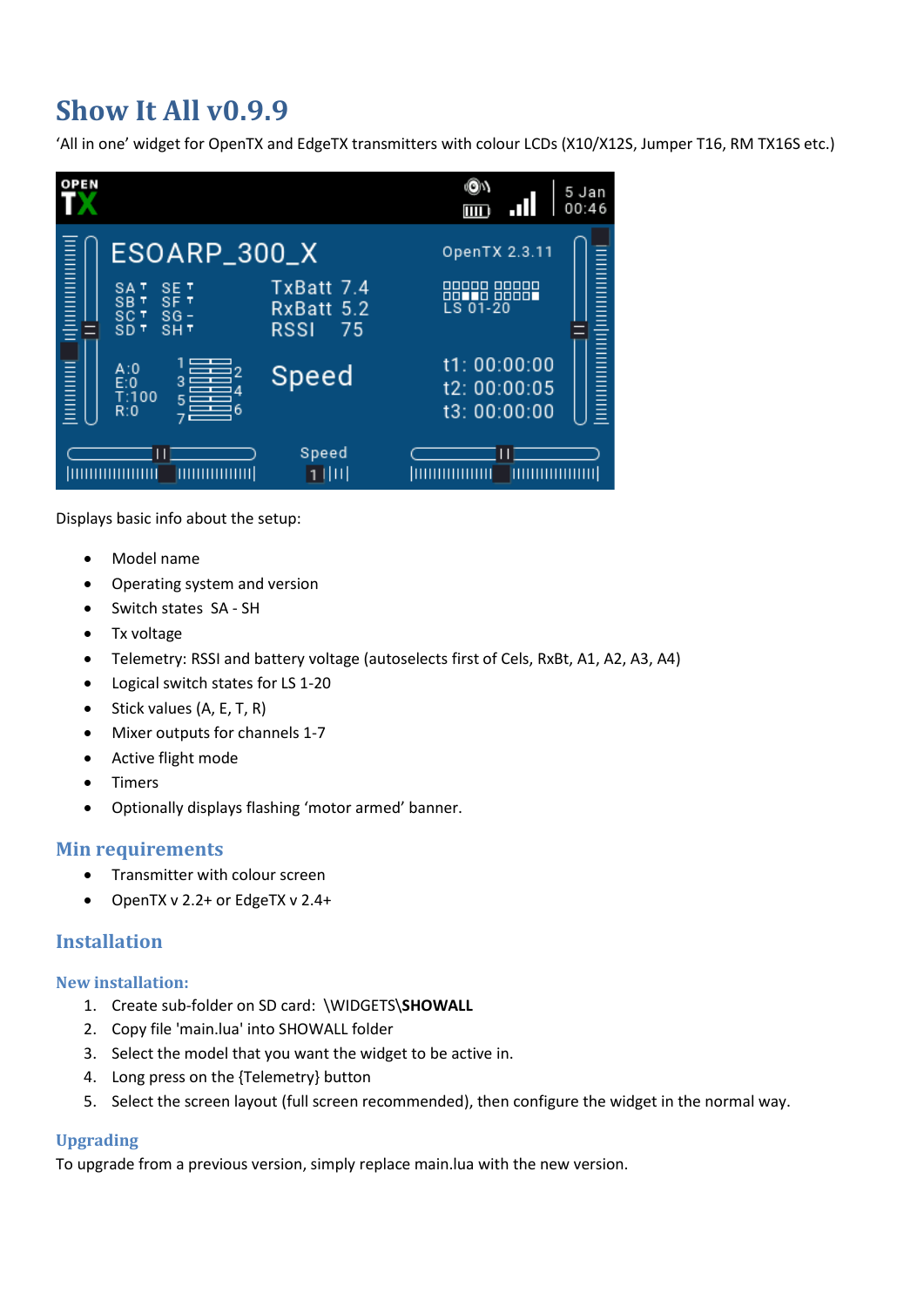# Show It All v0.9.9

'All in one' widget for OpenTX and EdgeTX transmitters with colour LCDs (X10/X12S, Jumper T16, RM TX16S etc.)

Displays basic info about the setup:

- Model name
- Operating system and version
- Switch states SA - SH
- Tx voltage
- Telemetry: RSSI and battery voltage (autoselects first of Cels, RxBt, A1, A2, A3, A4)
- Logical switch states for LS 1-20
- Stick values (A, E, T, R)
- Mixer outputs for channels 1-7
- Active flight mode
- Timers
- Optionally displays flashing 'motor armed' banner.

## Min requirements

- Transmitter with colour screen
- OpenTX v 2.2+ or EdgeTX v 2.4+

## Installation

### New installation:

1. Create sub-folder on SD card: \WIDGETS\**SHOWALL**
2. Copy file 'main.lua' into SHOWALL folder
3. Select the model that you want the widget to be active in.
4. Long press on the {Telemetry} button
5. Select the screen layout (full screen recommended), then configure the widget in the normal way.

### Upgrading

To upgrade from a previous version, simply replace main.lua with the new version.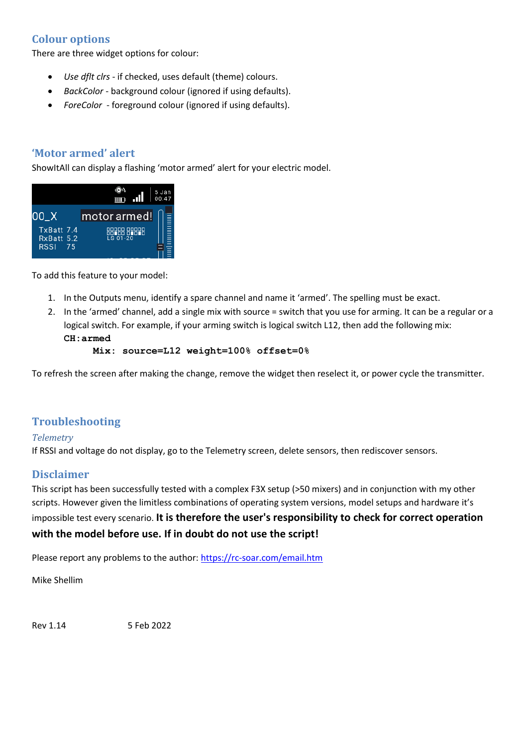## Colour options

There are three widget options for colour:

- *Use dflt clrs* - if checked, uses default (theme) colours.
- *BackColor* - background colour (ignored if using defaults).
- *ForeColor* - foreground colour (ignored if using defaults).

## 'Motor armed' alert

ShowItAll can display a flashing 'motor armed' alert for your electric model.

To add this feature to your model:

1. In the Outputs menu, identify a spare channel and name it 'armed'. The spelling must be exact.
2. In the 'armed' channel, add a single mix with source = switch that you use for arming. It can be a regular or a logical switch. For example, if your arming switch is logical switch L12, then add the following mix:

```
CH:armed
    Mix: source=L12 weight=100% offset=0%
```

To refresh the screen after making the change, remove the widget then reselect it, or power cycle the transmitter.

## Troubleshooting

### *Telemetry*

If RSSI and voltage do not display, go to the Telemetry screen, delete sensors, then rediscover sensors.

## Disclaimer

This script has been successfully tested with a complex F3X setup (>50 mixers) and in conjunction with my other scripts. However given the limitless combinations of operating system versions, model setups and hardware it's impossible test every scenario. **It is therefore the user's responsibility to check for correct operation with the model before use. If in doubt do not use the script!**

Please report any problems to the author: https://rc-soar.com/email.htm

Mike Shellim

Rev 1.14 5 Feb 2022